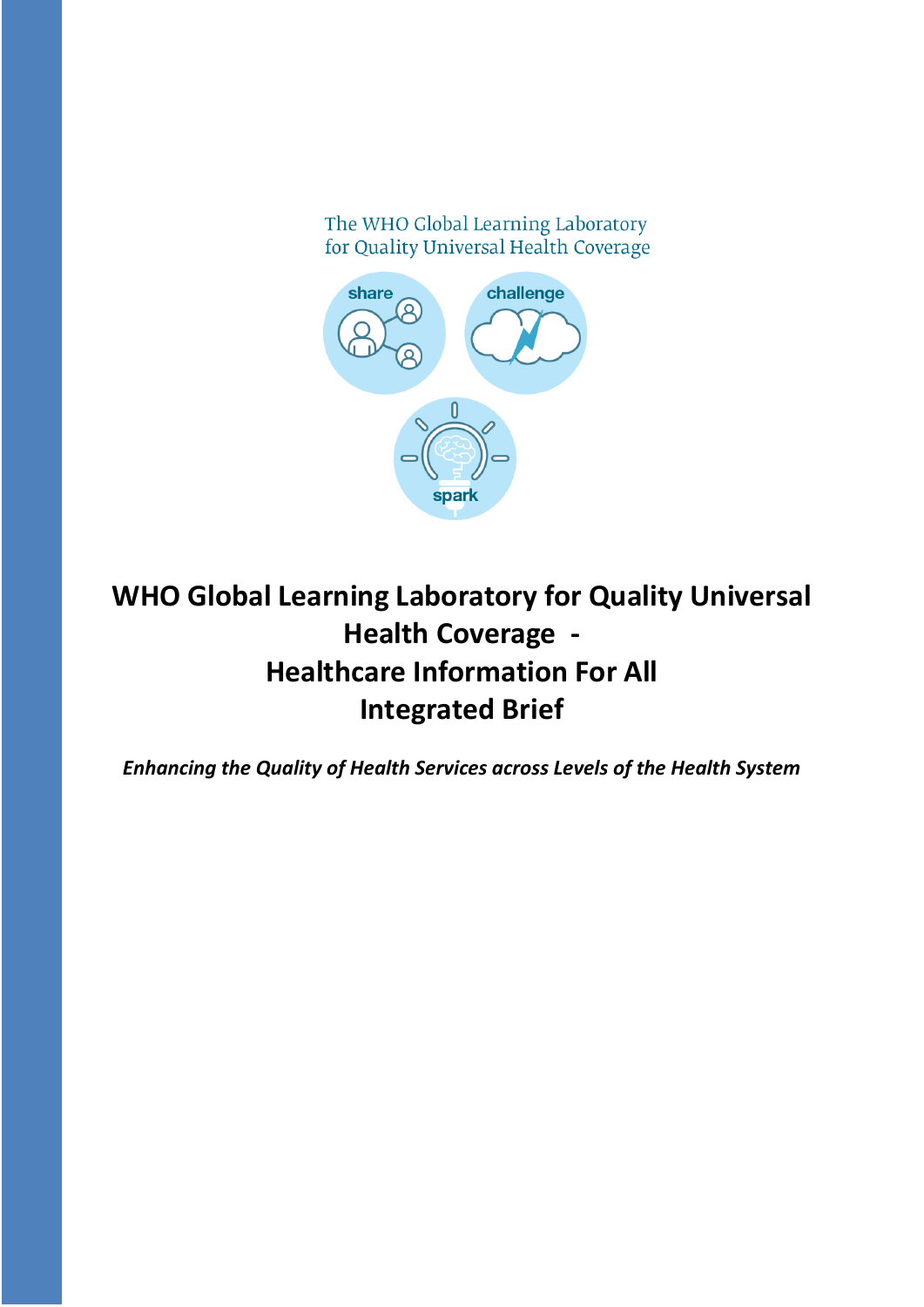The WHO Global Learning Laboratory
for Quality Universal Health Coverage

share challenge spark

# WHO Global Learning Laboratory for Quality Universal Health Coverage - Healthcare Information For All Integrated Brief

***Enhancing the Quality of Health Services across Levels of the Health System***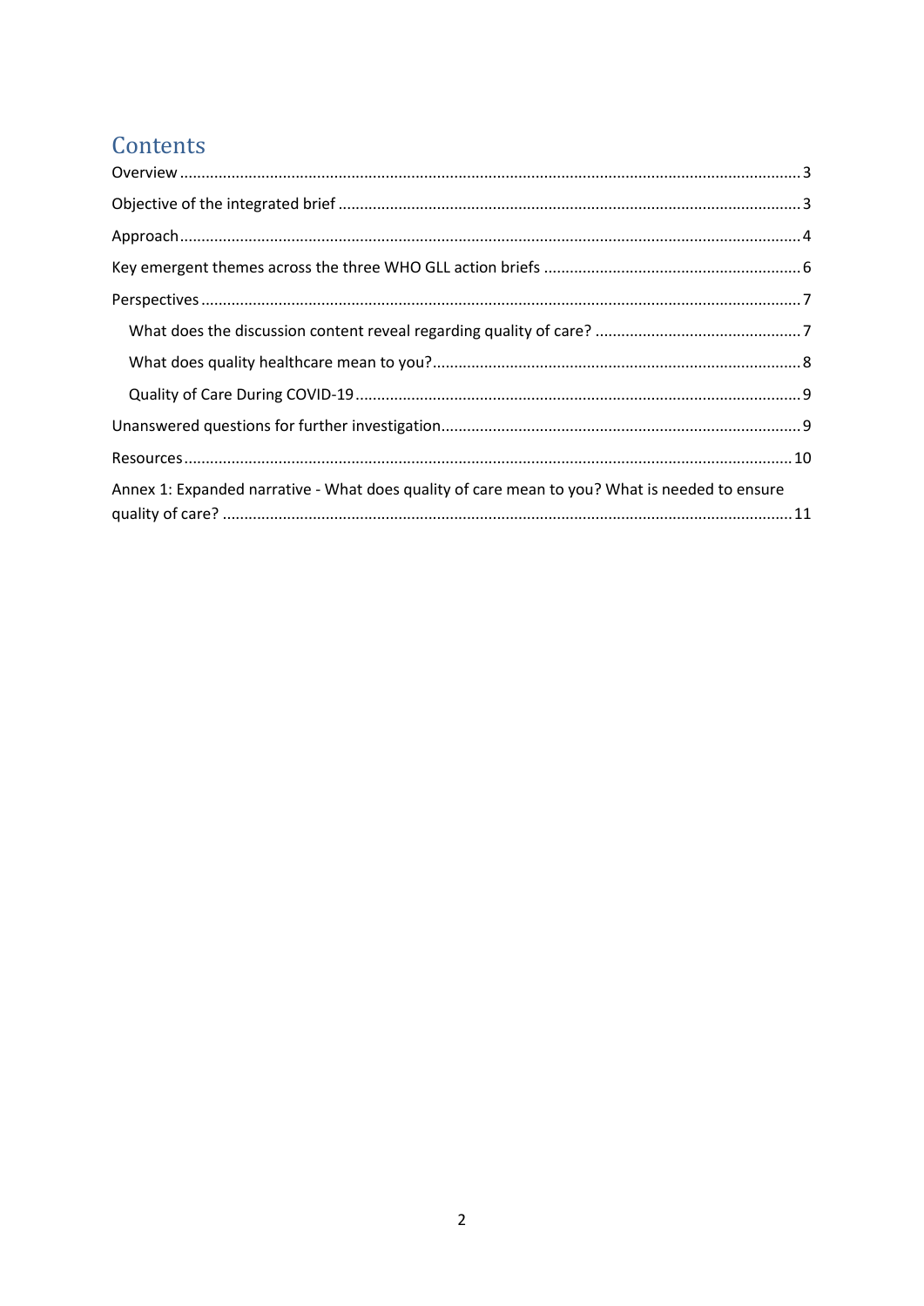# Contents

Overview ... 3

Objective of the integrated brief ... 3

Approach ... 4

Key emergent themes across the three WHO GLL action briefs ... 6

Perspectives ... 7

- What does the discussion content reveal regarding quality of care? ... 7
- What does quality healthcare mean to you? ... 8
- Quality of Care During COVID-19 ... 9

Unanswered questions for further investigation ... 9

Resources ... 10

Annex 1: Expanded narrative - What does quality of care mean to you? What is needed to ensure quality of care? ... 11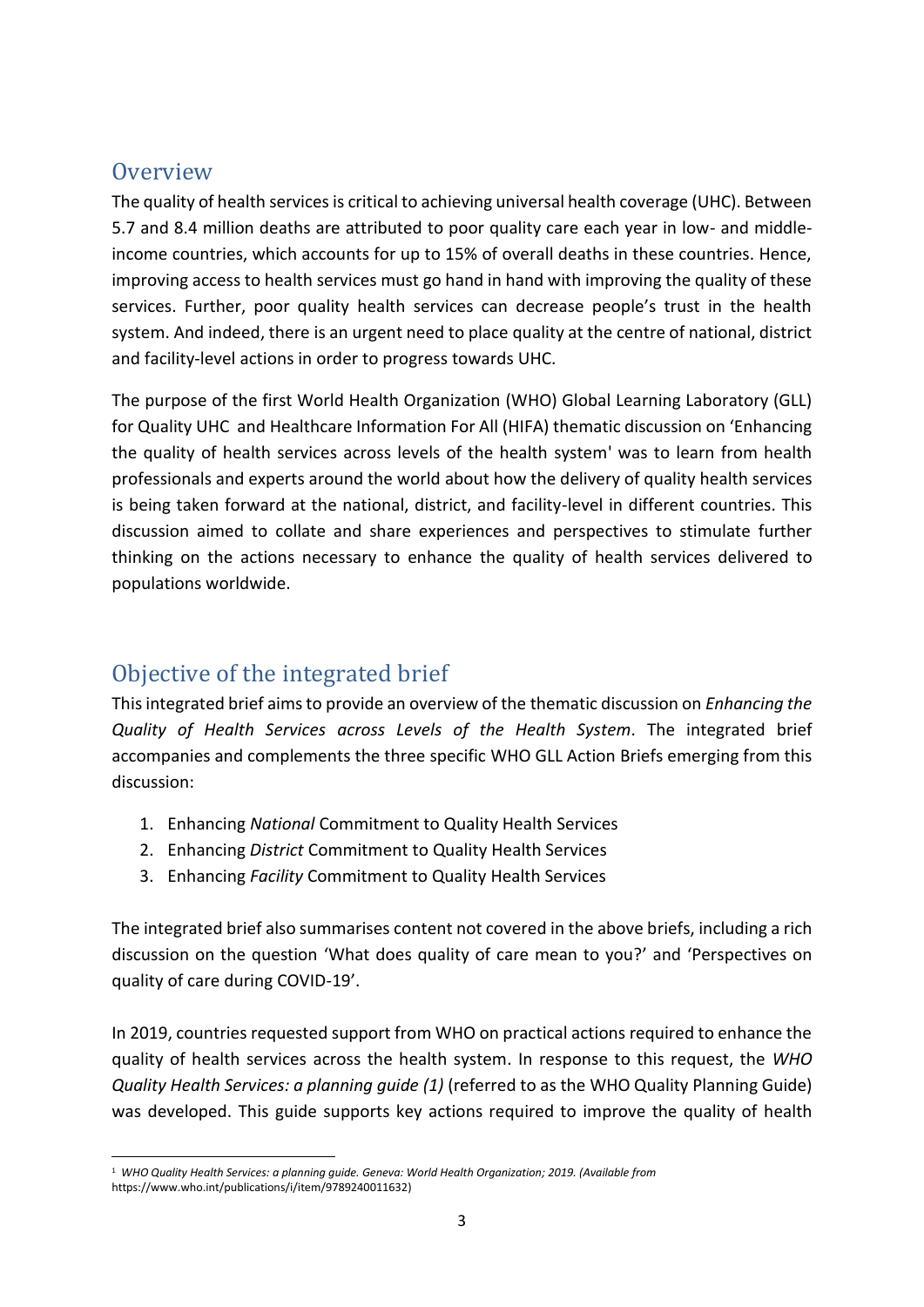## Overview

The quality of health services is critical to achieving universal health coverage (UHC). Between 5.7 and 8.4 million deaths are attributed to poor quality care each year in low- and middle-income countries, which accounts for up to 15% of overall deaths in these countries. Hence, improving access to health services must go hand in hand with improving the quality of these services. Further, poor quality health services can decrease people's trust in the health system. And indeed, there is an urgent need to place quality at the centre of national, district and facility-level actions in order to progress towards UHC.

The purpose of the first World Health Organization (WHO) Global Learning Laboratory (GLL) for Quality UHC and Healthcare Information For All (HIFA) thematic discussion on 'Enhancing the quality of health services across levels of the health system' was to learn from health professionals and experts around the world about how the delivery of quality health services is being taken forward at the national, district, and facility-level in different countries. This discussion aimed to collate and share experiences and perspectives to stimulate further thinking on the actions necessary to enhance the quality of health services delivered to populations worldwide.

## Objective of the integrated brief

This integrated brief aims to provide an overview of the thematic discussion on *Enhancing the Quality of Health Services across Levels of the Health System*. The integrated brief accompanies and complements the three specific WHO GLL Action Briefs emerging from this discussion:

1. Enhancing *National* Commitment to Quality Health Services
2. Enhancing *District* Commitment to Quality Health Services
3. Enhancing *Facility* Commitment to Quality Health Services

The integrated brief also summarises content not covered in the above briefs, including a rich discussion on the question 'What does quality of care mean to you?' and 'Perspectives on quality of care during COVID-19'.

In 2019, countries requested support from WHO on practical actions required to enhance the quality of health services across the health system. In response to this request, the *WHO Quality Health Services: a planning guide (1)* (referred to as the WHO Quality Planning Guide) was developed. This guide supports key actions required to improve the quality of health

[1] *WHO Quality Health Services: a planning guide. Geneva: World Health Organization; 2019. (Available from* https://www.who.int/publications/i/item/9789240011632)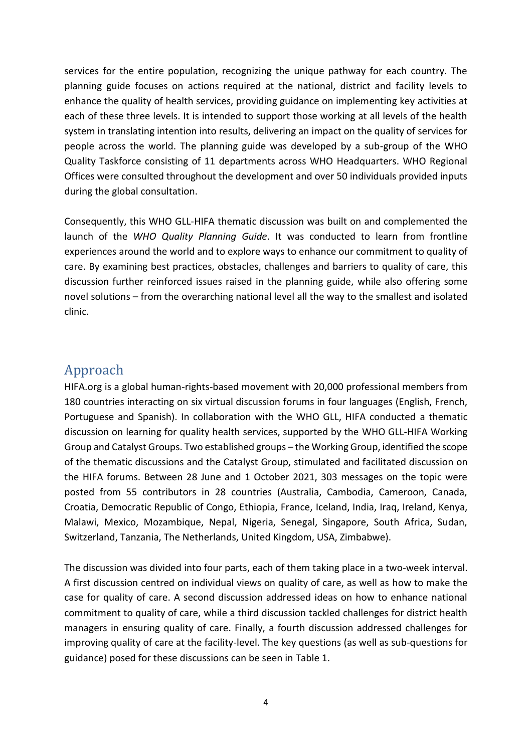services for the entire population, recognizing the unique pathway for each country. The planning guide focuses on actions required at the national, district and facility levels to enhance the quality of health services, providing guidance on implementing key activities at each of these three levels. It is intended to support those working at all levels of the health system in translating intention into results, delivering an impact on the quality of services for people across the world. The planning guide was developed by a sub-group of the WHO Quality Taskforce consisting of 11 departments across WHO Headquarters. WHO Regional Offices were consulted throughout the development and over 50 individuals provided inputs during the global consultation.

Consequently, this WHO GLL-HIFA thematic discussion was built on and complemented the launch of the *WHO Quality Planning Guide*. It was conducted to learn from frontline experiences around the world and to explore ways to enhance our commitment to quality of care. By examining best practices, obstacles, challenges and barriers to quality of care, this discussion further reinforced issues raised in the planning guide, while also offering some novel solutions – from the overarching national level all the way to the smallest and isolated clinic.

## Approach

HIFA.org is a global human-rights-based movement with 20,000 professional members from 180 countries interacting on six virtual discussion forums in four languages (English, French, Portuguese and Spanish). In collaboration with the WHO GLL, HIFA conducted a thematic discussion on learning for quality health services, supported by the WHO GLL-HIFA Working Group and Catalyst Groups. Two established groups – the Working Group, identified the scope of the thematic discussions and the Catalyst Group, stimulated and facilitated discussion on the HIFA forums. Between 28 June and 1 October 2021, 303 messages on the topic were posted from 55 contributors in 28 countries (Australia, Cambodia, Cameroon, Canada, Croatia, Democratic Republic of Congo, Ethiopia, France, Iceland, India, Iraq, Ireland, Kenya, Malawi, Mexico, Mozambique, Nepal, Nigeria, Senegal, Singapore, South Africa, Sudan, Switzerland, Tanzania, The Netherlands, United Kingdom, USA, Zimbabwe).

The discussion was divided into four parts, each of them taking place in a two-week interval. A first discussion centred on individual views on quality of care, as well as how to make the case for quality of care. A second discussion addressed ideas on how to enhance national commitment to quality of care, while a third discussion tackled challenges for district health managers in ensuring quality of care. Finally, a fourth discussion addressed challenges for improving quality of care at the facility-level. The key questions (as well as sub-questions for guidance) posed for these discussions can be seen in Table 1.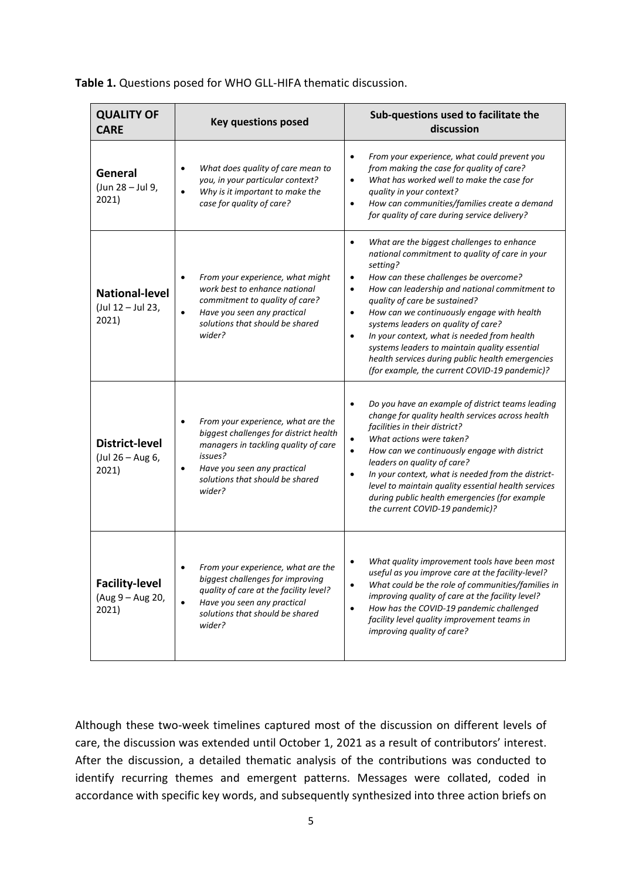**Table 1.** Questions posed for WHO GLL-HIFA thematic discussion.

| **QUALITY OF CARE** | **Key questions posed** | **Sub-questions used to facilitate the discussion** |
|---|---|---|
| **General** (Jun 28 – Jul 9, 2021) | • *What does quality of care mean to you, in your particular context?*<br>• *Why is it important to make the case for quality of care?* | • *From your experience, what could prevent you from making the case for quality of care?*<br>• *What has worked well to make the case for quality in your context?*<br>• *How can communities/families create a demand for quality of care during service delivery?* |
| **National-level** (Jul 12 – Jul 23, 2021) | • *From your experience, what might work best to enhance national commitment to quality of care?*<br>• *Have you seen any practical solutions that should be shared wider?* | • *What are the biggest challenges to enhance national commitment to quality of care in your setting?*<br>• *How can these challenges be overcome?*<br>• *How can leadership and national commitment to quality of care be sustained?*<br>• *How can we continuously engage with health systems leaders on quality of care?*<br>• *In your context, what is needed from health systems leaders to maintain quality essential health services during public health emergencies (for example, the current COVID-19 pandemic)?* |
| **District-level** (Jul 26 – Aug 6, 2021) | • *From your experience, what are the biggest challenges for district health managers in tackling quality of care issues?*<br>• *Have you seen any practical solutions that should be shared wider?* | • *Do you have an example of district teams leading change for quality health services across health facilities in their district?*<br>• *What actions were taken?*<br>• *How can we continuously engage with district leaders on quality of care?*<br>• *In your context, what is needed from the district-level to maintain quality essential health services during public health emergencies (for example the current COVID-19 pandemic)?* |
| **Facility-level** (Aug 9 – Aug 20, 2021) | • *From your experience, what are the biggest challenges for improving quality of care at the facility level?*<br>• *Have you seen any practical solutions that should be shared wider?* | • *What quality improvement tools have been most useful as you improve care at the facility-level?*<br>• *What could be the role of communities/families in improving quality of care at the facility level?*<br>• *How has the COVID-19 pandemic challenged facility level quality improvement teams in improving quality of care?* |

Although these two-week timelines captured most of the discussion on different levels of care, the discussion was extended until October 1, 2021 as a result of contributors' interest. After the discussion, a detailed thematic analysis of the contributions was conducted to identify recurring themes and emergent patterns. Messages were collated, coded in accordance with specific key words, and subsequently synthesized into three action briefs on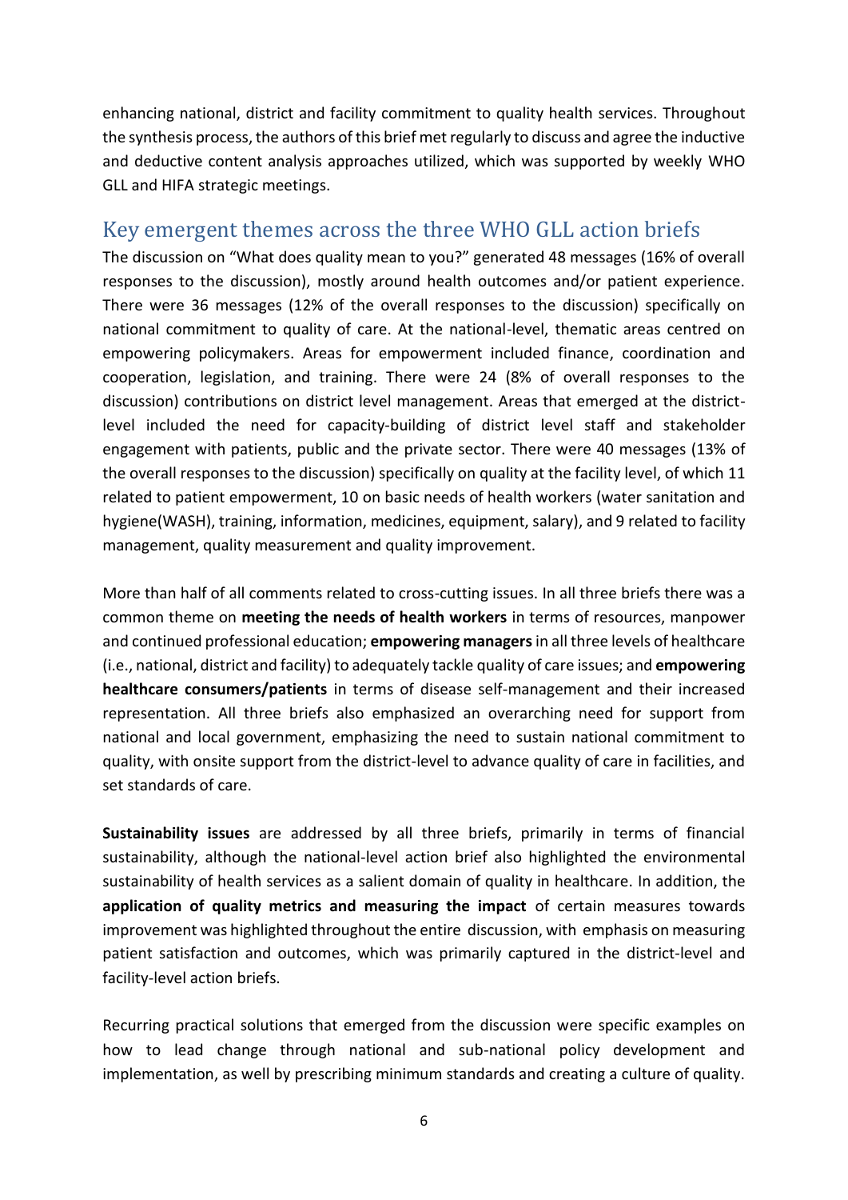enhancing national, district and facility commitment to quality health services. Throughout the synthesis process, the authors of this brief met regularly to discuss and agree the inductive and deductive content analysis approaches utilized, which was supported by weekly WHO GLL and HIFA strategic meetings.

## Key emergent themes across the three WHO GLL action briefs

The discussion on "What does quality mean to you?" generated 48 messages (16% of overall responses to the discussion), mostly around health outcomes and/or patient experience. There were 36 messages (12% of the overall responses to the discussion) specifically on national commitment to quality of care. At the national-level, thematic areas centred on empowering policymakers. Areas for empowerment included finance, coordination and cooperation, legislation, and training. There were 24 (8% of overall responses to the discussion) contributions on district level management. Areas that emerged at the district-level included the need for capacity-building of district level staff and stakeholder engagement with patients, public and the private sector. There were 40 messages (13% of the overall responses to the discussion) specifically on quality at the facility level, of which 11 related to patient empowerment, 10 on basic needs of health workers (water sanitation and hygiene(WASH), training, information, medicines, equipment, salary), and 9 related to facility management, quality measurement and quality improvement.

More than half of all comments related to cross-cutting issues. In all three briefs there was a common theme on **meeting the needs of health workers** in terms of resources, manpower and continued professional education; **empowering managers** in all three levels of healthcare (i.e., national, district and facility) to adequately tackle quality of care issues; and **empowering healthcare consumers/patients** in terms of disease self-management and their increased representation. All three briefs also emphasized an overarching need for support from national and local government, emphasizing the need to sustain national commitment to quality, with onsite support from the district-level to advance quality of care in facilities, and set standards of care.

**Sustainability issues** are addressed by all three briefs, primarily in terms of financial sustainability, although the national-level action brief also highlighted the environmental sustainability of health services as a salient domain of quality in healthcare. In addition, the **application of quality metrics and measuring the impact** of certain measures towards improvement was highlighted throughout the entire discussion, with emphasis on measuring patient satisfaction and outcomes, which was primarily captured in the district-level and facility-level action briefs.

Recurring practical solutions that emerged from the discussion were specific examples on how to lead change through national and sub-national policy development and implementation, as well by prescribing minimum standards and creating a culture of quality.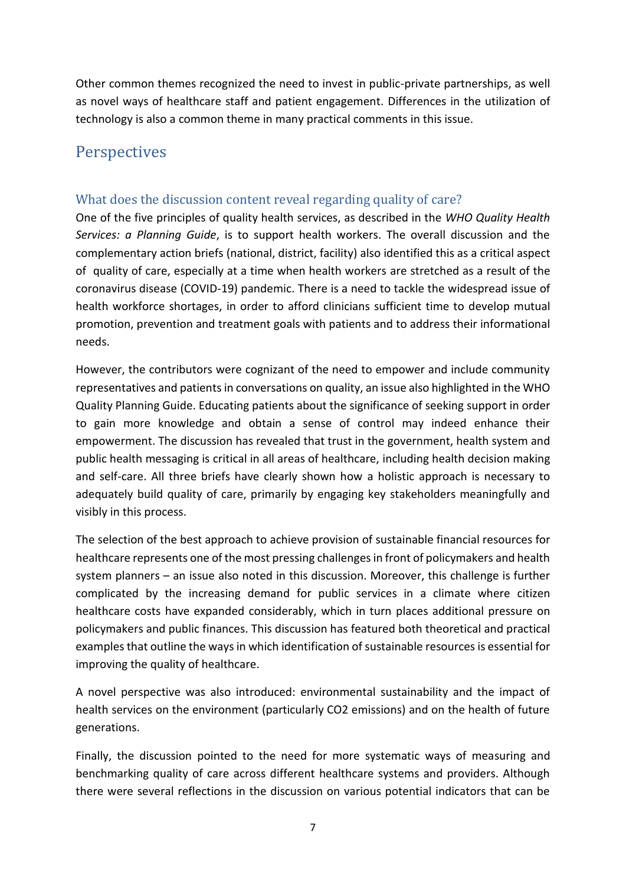Other common themes recognized the need to invest in public-private partnerships, as well as novel ways of healthcare staff and patient engagement. Differences in the utilization of technology is also a common theme in many practical comments in this issue.

## Perspectives

### What does the discussion content reveal regarding quality of care?

One of the five principles of quality health services, as described in the *WHO Quality Health Services: a Planning Guide*, is to support health workers. The overall discussion and the complementary action briefs (national, district, facility) also identified this as a critical aspect of quality of care, especially at a time when health workers are stretched as a result of the coronavirus disease (COVID-19) pandemic. There is a need to tackle the widespread issue of health workforce shortages, in order to afford clinicians sufficient time to develop mutual promotion, prevention and treatment goals with patients and to address their informational needs.

However, the contributors were cognizant of the need to empower and include community representatives and patients in conversations on quality, an issue also highlighted in the WHO Quality Planning Guide. Educating patients about the significance of seeking support in order to gain more knowledge and obtain a sense of control may indeed enhance their empowerment. The discussion has revealed that trust in the government, health system and public health messaging is critical in all areas of healthcare, including health decision making and self-care. All three briefs have clearly shown how a holistic approach is necessary to adequately build quality of care, primarily by engaging key stakeholders meaningfully and visibly in this process.

The selection of the best approach to achieve provision of sustainable financial resources for healthcare represents one of the most pressing challenges in front of policymakers and health system planners – an issue also noted in this discussion. Moreover, this challenge is further complicated by the increasing demand for public services in a climate where citizen healthcare costs have expanded considerably, which in turn places additional pressure on policymakers and public finances. This discussion has featured both theoretical and practical examples that outline the ways in which identification of sustainable resources is essential for improving the quality of healthcare.

A novel perspective was also introduced: environmental sustainability and the impact of health services on the environment (particularly $CO_2$ emissions) and on the health of future generations.

Finally, the discussion pointed to the need for more systematic ways of measuring and benchmarking quality of care across different healthcare systems and providers. Although there were several reflections in the discussion on various potential indicators that can be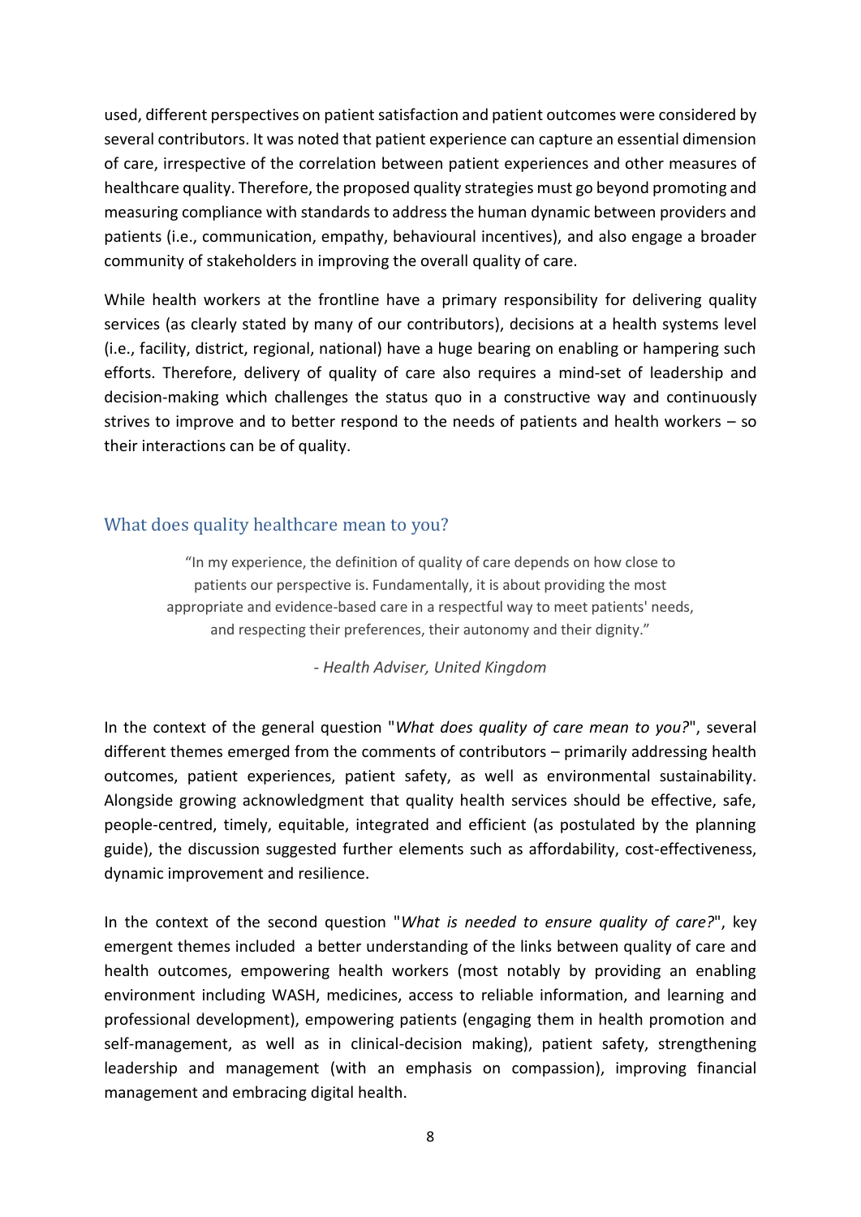used, different perspectives on patient satisfaction and patient outcomes were considered by several contributors. It was noted that patient experience can capture an essential dimension of care, irrespective of the correlation between patient experiences and other measures of healthcare quality. Therefore, the proposed quality strategies must go beyond promoting and measuring compliance with standards to address the human dynamic between providers and patients (i.e., communication, empathy, behavioural incentives), and also engage a broader community of stakeholders in improving the overall quality of care.

While health workers at the frontline have a primary responsibility for delivering quality services (as clearly stated by many of our contributors), decisions at a health systems level (i.e., facility, district, regional, national) have a huge bearing on enabling or hampering such efforts. Therefore, delivery of quality of care also requires a mind-set of leadership and decision-making which challenges the status quo in a constructive way and continuously strives to improve and to better respond to the needs of patients and health workers – so their interactions can be of quality.

## What does quality healthcare mean to you?

> "In my experience, the definition of quality of care depends on how close to patients our perspective is. Fundamentally, it is about providing the most appropriate and evidence-based care in a respectful way to meet patients' needs, and respecting their preferences, their autonomy and their dignity."
>
> *- Health Adviser, United Kingdom*

In the context of the general question "*What does quality of care mean to you?*", several different themes emerged from the comments of contributors – primarily addressing health outcomes, patient experiences, patient safety, as well as environmental sustainability. Alongside growing acknowledgment that quality health services should be effective, safe, people-centred, timely, equitable, integrated and efficient (as postulated by the planning guide), the discussion suggested further elements such as affordability, cost-effectiveness, dynamic improvement and resilience.

In the context of the second question "*What is needed to ensure quality of care?*", key emergent themes included a better understanding of the links between quality of care and health outcomes, empowering health workers (most notably by providing an enabling environment including WASH, medicines, access to reliable information, and learning and professional development), empowering patients (engaging them in health promotion and self-management, as well as in clinical-decision making), patient safety, strengthening leadership and management (with an emphasis on compassion), improving financial management and embracing digital health.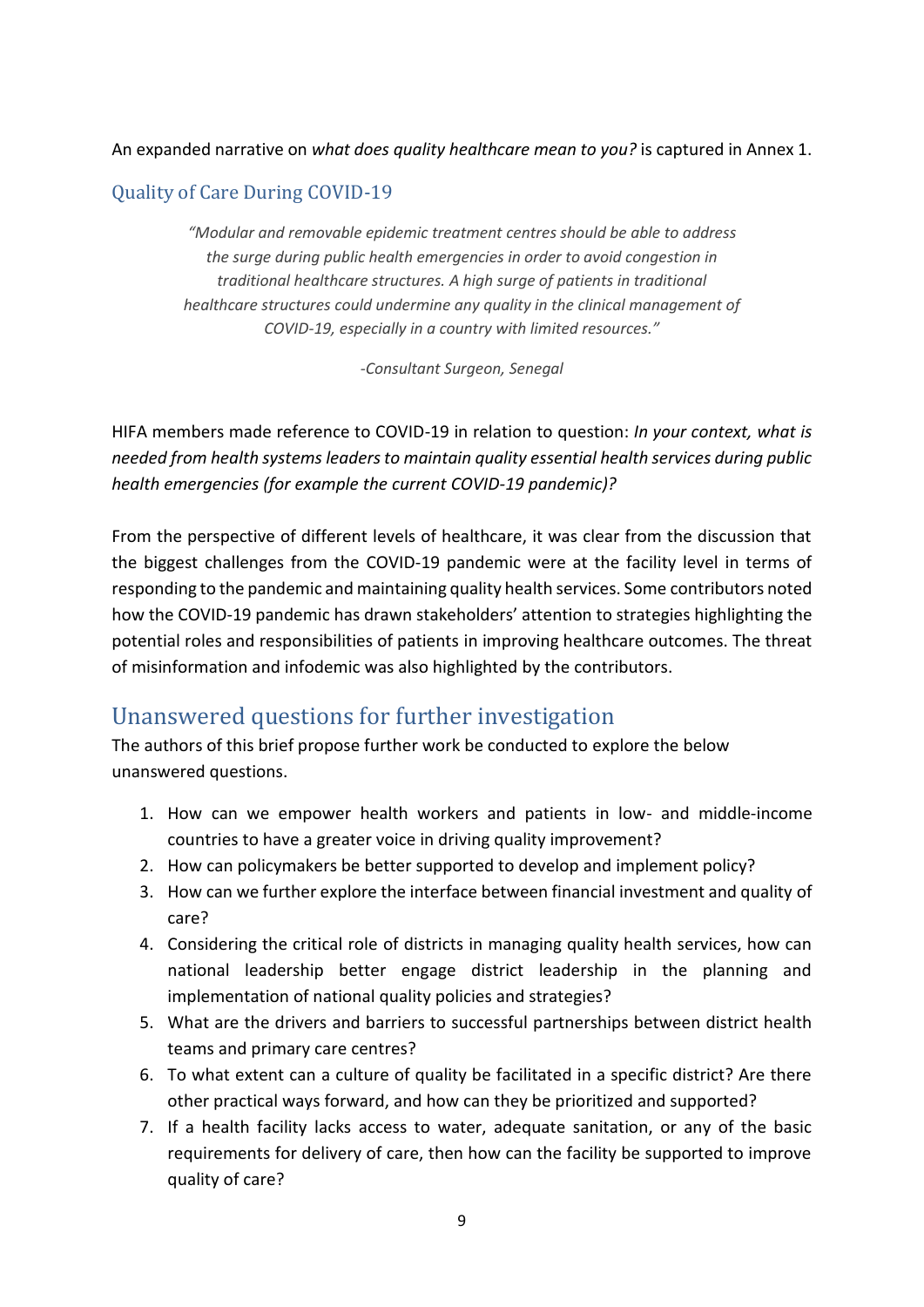An expanded narrative on *what does quality healthcare mean to you?* is captured in Annex 1.

### Quality of Care During COVID-19

> *"Modular and removable epidemic treatment centres should be able to address the surge during public health emergencies in order to avoid congestion in traditional healthcare structures. A high surge of patients in traditional healthcare structures could undermine any quality in the clinical management of COVID-19, especially in a country with limited resources."*
>
> *-Consultant Surgeon, Senegal*

HIFA members made reference to COVID-19 in relation to question: *In your context, what is needed from health systems leaders to maintain quality essential health services during public health emergencies (for example the current COVID-19 pandemic)?*

From the perspective of different levels of healthcare, it was clear from the discussion that the biggest challenges from the COVID-19 pandemic were at the facility level in terms of responding to the pandemic and maintaining quality health services. Some contributors noted how the COVID-19 pandemic has drawn stakeholders' attention to strategies highlighting the potential roles and responsibilities of patients in improving healthcare outcomes. The threat of misinformation and infodemic was also highlighted by the contributors.

## Unanswered questions for further investigation

The authors of this brief propose further work be conducted to explore the below unanswered questions.

1. How can we empower health workers and patients in low- and middle-income countries to have a greater voice in driving quality improvement?
2. How can policymakers be better supported to develop and implement policy?
3. How can we further explore the interface between financial investment and quality of care?
4. Considering the critical role of districts in managing quality health services, how can national leadership better engage district leadership in the planning and implementation of national quality policies and strategies?
5. What are the drivers and barriers to successful partnerships between district health teams and primary care centres?
6. To what extent can a culture of quality be facilitated in a specific district? Are there other practical ways forward, and how can they be prioritized and supported?
7. If a health facility lacks access to water, adequate sanitation, or any of the basic requirements for delivery of care, then how can the facility be supported to improve quality of care?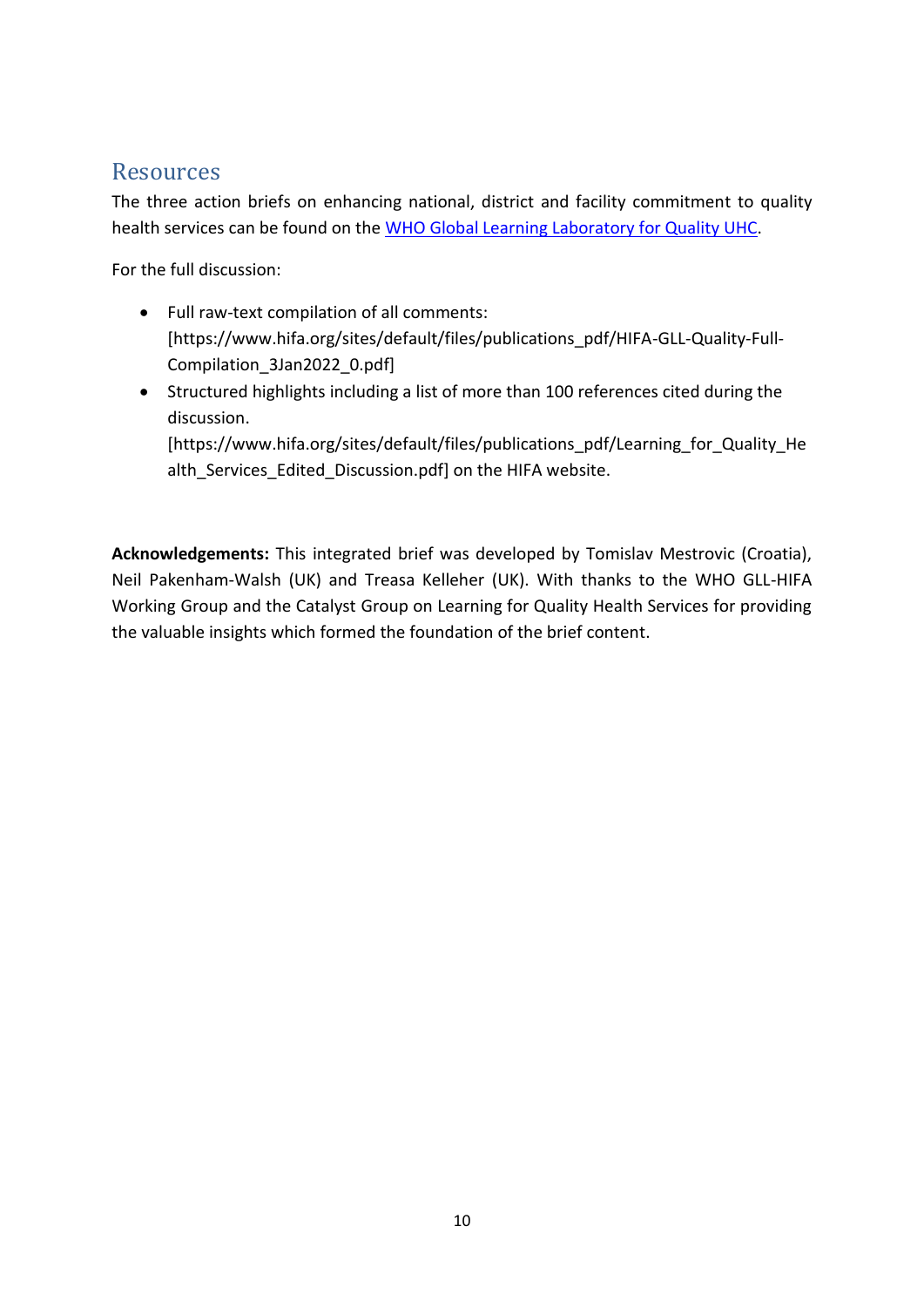## Resources

The three action briefs on enhancing national, district and facility commitment to quality health services can be found on the WHO Global Learning Laboratory for Quality UHC.

For the full discussion:

- Full raw-text compilation of all comments: [https://www.hifa.org/sites/default/files/publications_pdf/HIFA-GLL-Quality-Full-Compilation_3Jan2022_0.pdf]
- Structured highlights including a list of more than 100 references cited during the discussion. [https://www.hifa.org/sites/default/files/publications_pdf/Learning_for_Quality_Health_Services_Edited_Discussion.pdf] on the HIFA website.

**Acknowledgements:** This integrated brief was developed by Tomislav Mestrovic (Croatia), Neil Pakenham-Walsh (UK) and Treasa Kelleher (UK). With thanks to the WHO GLL-HIFA Working Group and the Catalyst Group on Learning for Quality Health Services for providing the valuable insights which formed the foundation of the brief content.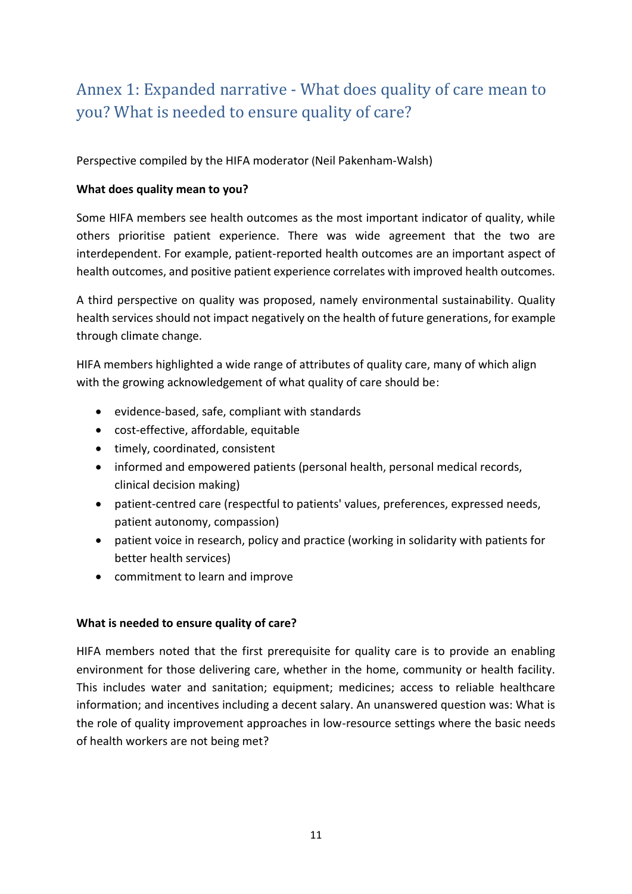# Annex 1: Expanded narrative - What does quality of care mean to you? What is needed to ensure quality of care?

Perspective compiled by the HIFA moderator (Neil Pakenham-Walsh)

**What does quality mean to you?**

Some HIFA members see health outcomes as the most important indicator of quality, while others prioritise patient experience. There was wide agreement that the two are interdependent. For example, patient-reported health outcomes are an important aspect of health outcomes, and positive patient experience correlates with improved health outcomes.

A third perspective on quality was proposed, namely environmental sustainability. Quality health services should not impact negatively on the health of future generations, for example through climate change.

HIFA members highlighted a wide range of attributes of quality care, many of which align with the growing acknowledgement of what quality of care should be:

- evidence-based, safe, compliant with standards
- cost-effective, affordable, equitable
- timely, coordinated, consistent
- informed and empowered patients (personal health, personal medical records, clinical decision making)
- patient-centred care (respectful to patients' values, preferences, expressed needs, patient autonomy, compassion)
- patient voice in research, policy and practice (working in solidarity with patients for better health services)
- commitment to learn and improve

**What is needed to ensure quality of care?**

HIFA members noted that the first prerequisite for quality care is to provide an enabling environment for those delivering care, whether in the home, community or health facility. This includes water and sanitation; equipment; medicines; access to reliable healthcare information; and incentives including a decent salary. An unanswered question was: What is the role of quality improvement approaches in low-resource settings where the basic needs of health workers are not being met?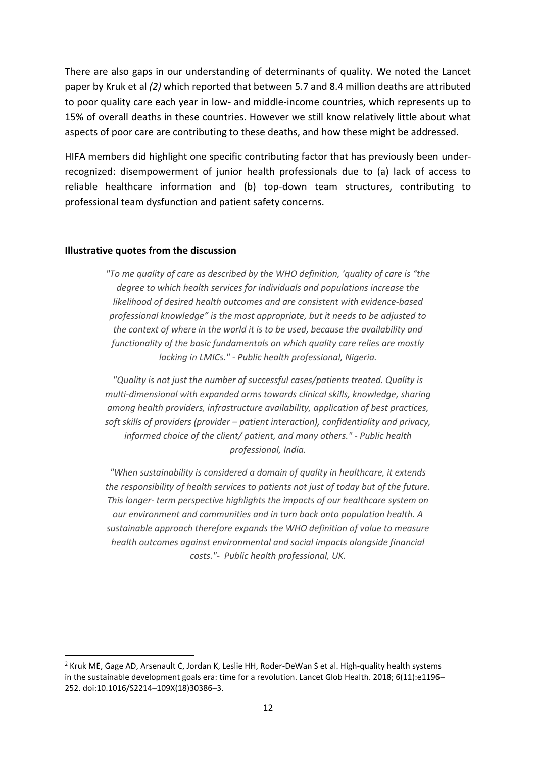There are also gaps in our understanding of determinants of quality. We noted the Lancet paper by Kruk et al *(2)* which reported that between 5.7 and 8.4 million deaths are attributed to poor quality care each year in low- and middle-income countries, which represents up to 15% of overall deaths in these countries. However we still know relatively little about what aspects of poor care are contributing to these deaths, and how these might be addressed.

HIFA members did highlight one specific contributing factor that has previously been under-recognized: disempowerment of junior health professionals due to (a) lack of access to reliable healthcare information and (b) top-down team structures, contributing to professional team dysfunction and patient safety concerns.

**Illustrative quotes from the discussion**

> *"To me quality of care as described by the WHO definition, 'quality of care is "the degree to which health services for individuals and populations increase the likelihood of desired health outcomes and are consistent with evidence-based professional knowledge" is the most appropriate, but it needs to be adjusted to the context of where in the world it is to be used, because the availability and functionality of the basic fundamentals on which quality care relies are mostly lacking in LMICs." - Public health professional, Nigeria.*

> *"Quality is not just the number of successful cases/patients treated. Quality is multi-dimensional with expanded arms towards clinical skills, knowledge, sharing among health providers, infrastructure availability, application of best practices, soft skills of providers (provider – patient interaction), confidentiality and privacy, informed choice of the client/ patient, and many others." - Public health professional, India.*

> *"When sustainability is considered a domain of quality in healthcare, it extends the responsibility of health services to patients not just of today but of the future. This longer- term perspective highlights the impacts of our healthcare system on our environment and communities and in turn back onto population health. A sustainable approach therefore expands the WHO definition of value to measure health outcomes against environmental and social impacts alongside financial costs."- Public health professional, UK.*

---

[2] Kruk ME, Gage AD, Arsenault C, Jordan K, Leslie HH, Roder-DeWan S et al. High-quality health systems in the sustainable development goals era: time for a revolution. Lancet Glob Health. 2018; 6(11):e1196–252. doi:10.1016/S2214–109X(18)30386–3.